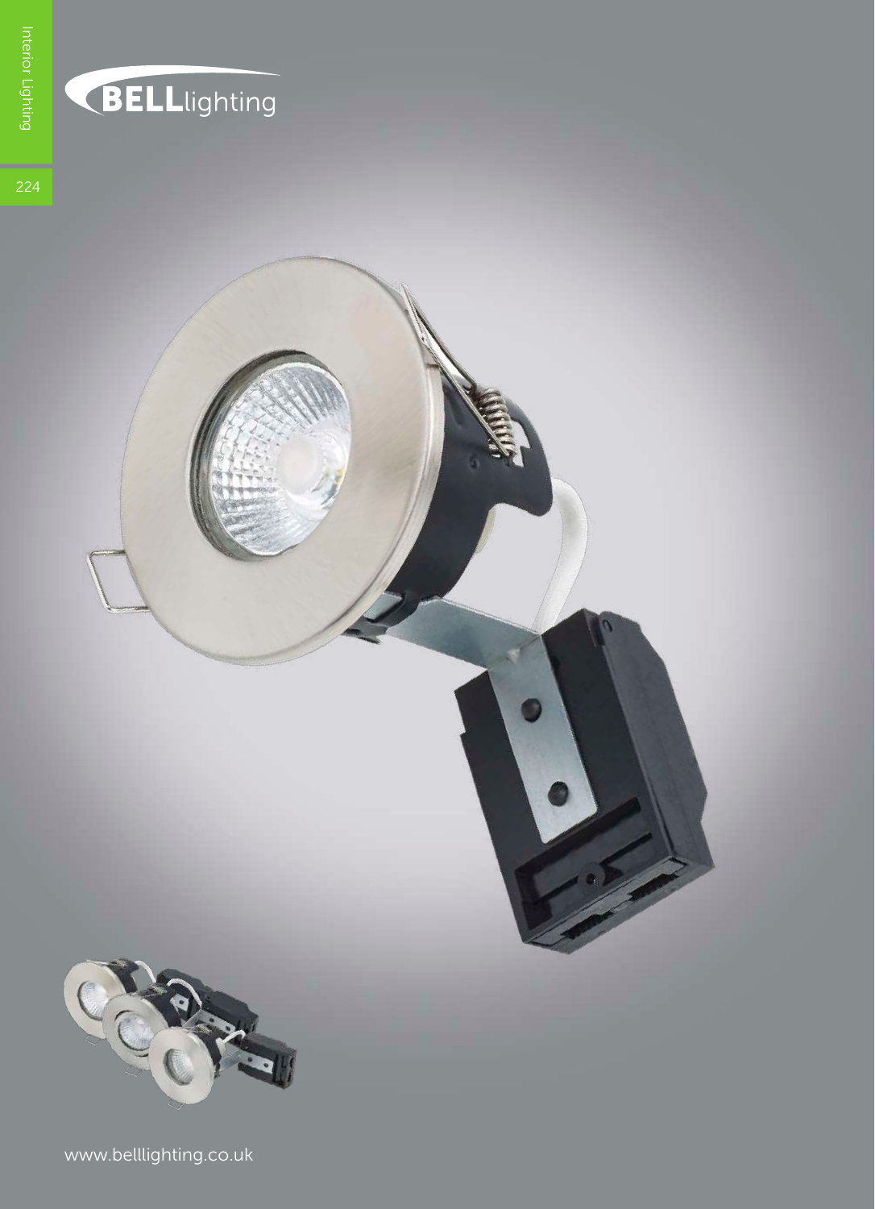BELLlighting

www.belllighting.co.uk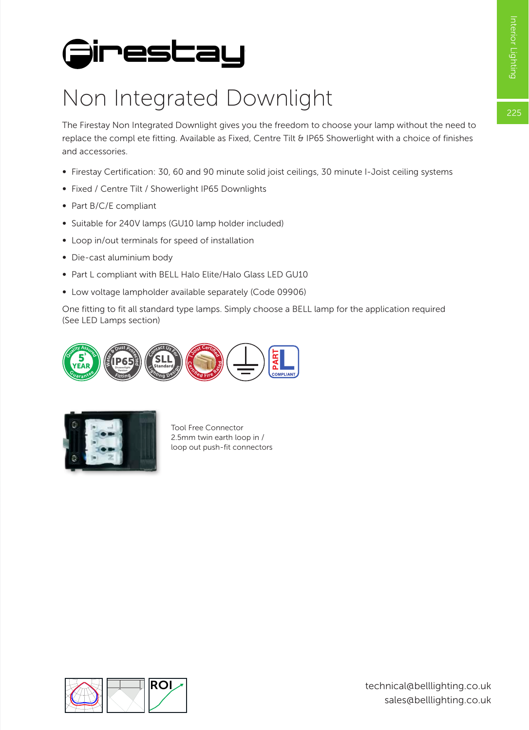# Firestay

## Non Integrated Downlight

The Firestay Non Integrated Downlight gives you the freedom to choose your lamp without the need to replace the compl ete fitting. Available as Fixed, Centre Tilt & IP65 Showerlight with a choice of finishes and accessories.

- Firestay Certification: 30, 60 and 90 minute solid joist ceilings, 30 minute I-Joist ceiling systems
- Fixed / Centre Tilt / Showerlight IP65 Downlights
- Part B/C/E compliant
- Suitable for 240V lamps (GU10 lamp holder included)
- Loop in/out terminals for speed of installation
- Die-cast aluminium body
- Part L compliant with BELL Halo Elite/Halo Glass LED GU10
- Low voltage lampholder available separately (Code 09906)

One fitting to fit all standard type lamps. Simply choose a BELL lamp for the application required (See LED Lamps section)

Tool Free Connector
2.5mm twin earth loop in / loop out push-fit connectors

technical@belllighting.co.uk
sales@belllighting.co.uk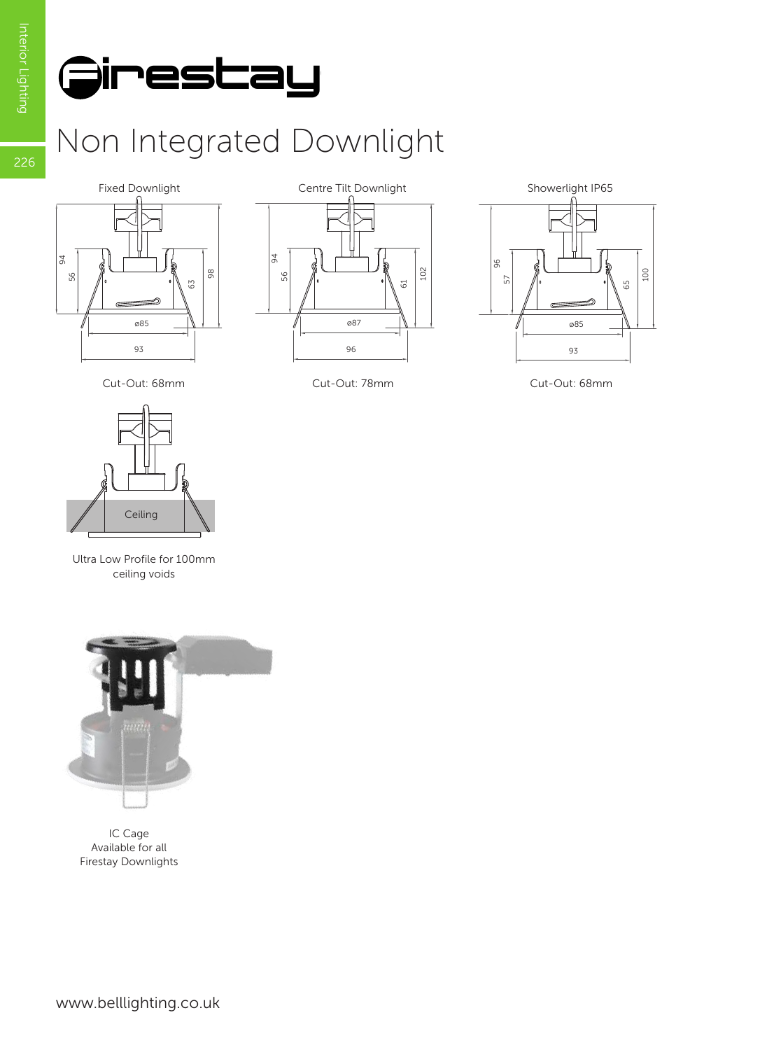# Firestay

## Non Integrated Downlight

### Fixed Downlight

Cut-Out: 68mm

### Centre Tilt Downlight

Cut-Out: 78mm

### Showerlight IP65

Cut-Out: 68mm

Ultra Low Profile for 100mm ceiling voids

IC Cage
Available for all
Firestay Downlights

www.belllighting.co.uk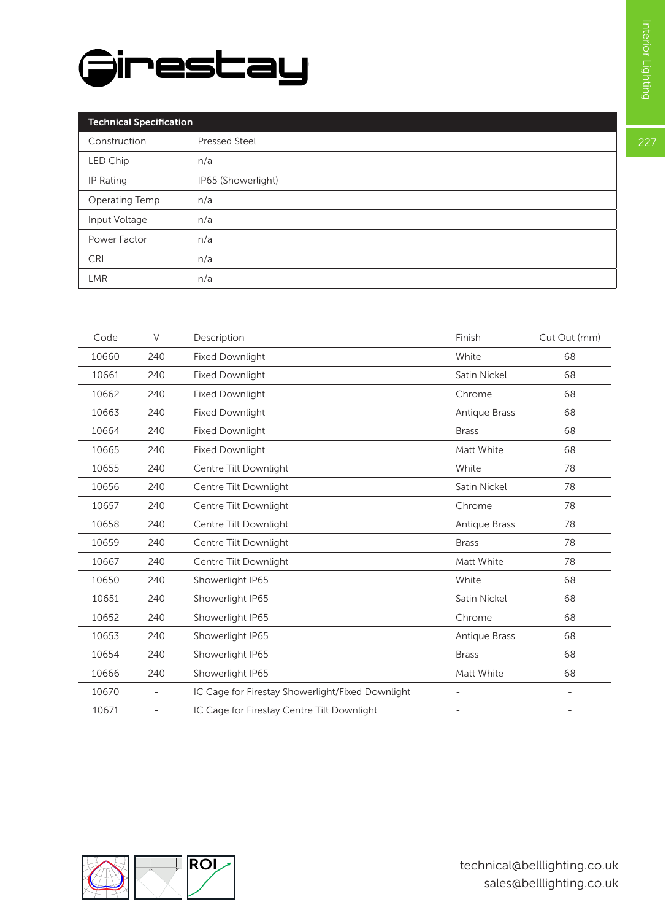# Firestay

| Technical Specification | |
|---|---|
| Construction | Pressed Steel |
| LED Chip | n/a |
| IP Rating | IP65 (Showerlight) |
| Operating Temp | n/a |
| Input Voltage | n/a |
| Power Factor | n/a |
| CRI | n/a |
| LMR | n/a |

| Code | V | Description | Finish | Cut Out (mm) |
|---|---|---|---|---|
| 10660 | 240 | Fixed Downlight | White | 68 |
| 10661 | 240 | Fixed Downlight | Satin Nickel | 68 |
| 10662 | 240 | Fixed Downlight | Chrome | 68 |
| 10663 | 240 | Fixed Downlight | Antique Brass | 68 |
| 10664 | 240 | Fixed Downlight | Brass | 68 |
| 10665 | 240 | Fixed Downlight | Matt White | 68 |
| 10655 | 240 | Centre Tilt Downlight | White | 78 |
| 10656 | 240 | Centre Tilt Downlight | Satin Nickel | 78 |
| 10657 | 240 | Centre Tilt Downlight | Chrome | 78 |
| 10658 | 240 | Centre Tilt Downlight | Antique Brass | 78 |
| 10659 | 240 | Centre Tilt Downlight | Brass | 78 |
| 10667 | 240 | Centre Tilt Downlight | Matt White | 78 |
| 10650 | 240 | Showerlight IP65 | White | 68 |
| 10651 | 240 | Showerlight IP65 | Satin Nickel | 68 |
| 10652 | 240 | Showerlight IP65 | Chrome | 68 |
| 10653 | 240 | Showerlight IP65 | Antique Brass | 68 |
| 10654 | 240 | Showerlight IP65 | Brass | 68 |
| 10666 | 240 | Showerlight IP65 | Matt White | 68 |
| 10670 | - | IC Cage for Firestay Showerlight/Fixed Downlight | - | - |
| 10671 | - | IC Cage for Firestay Centre Tilt Downlight | - | - |

technical@belllighting.co.uk
sales@belllighting.co.uk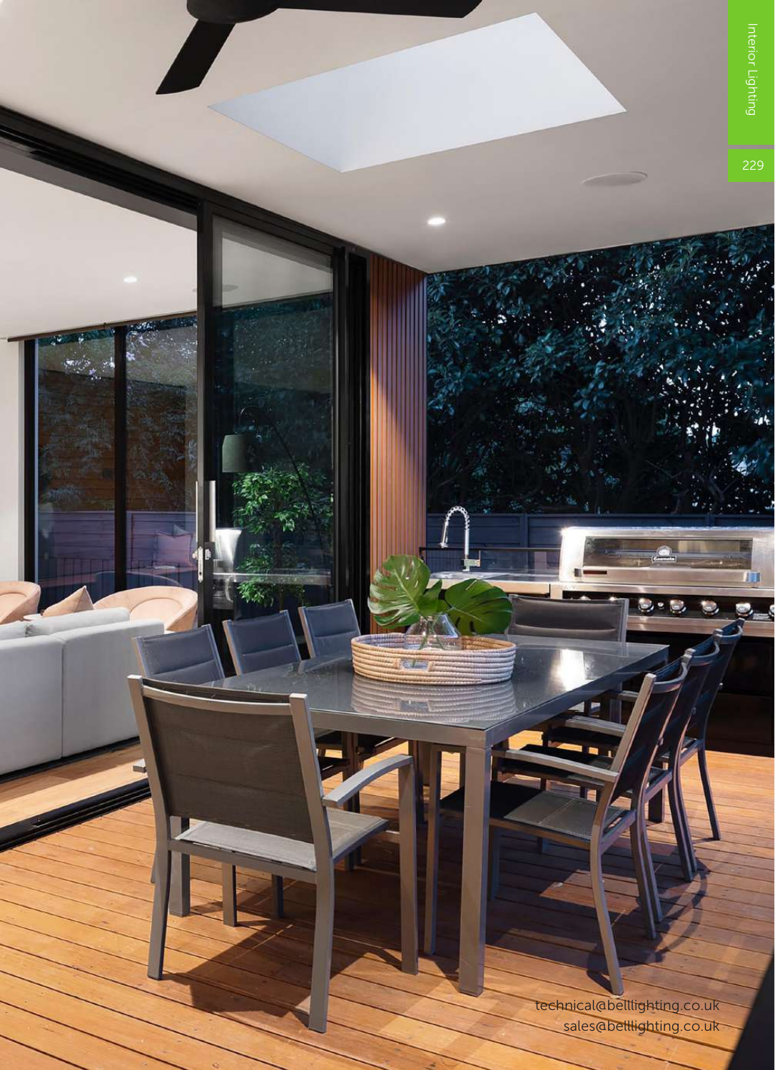technical@belllighting.co.uk
sales@belllighting.co.uk